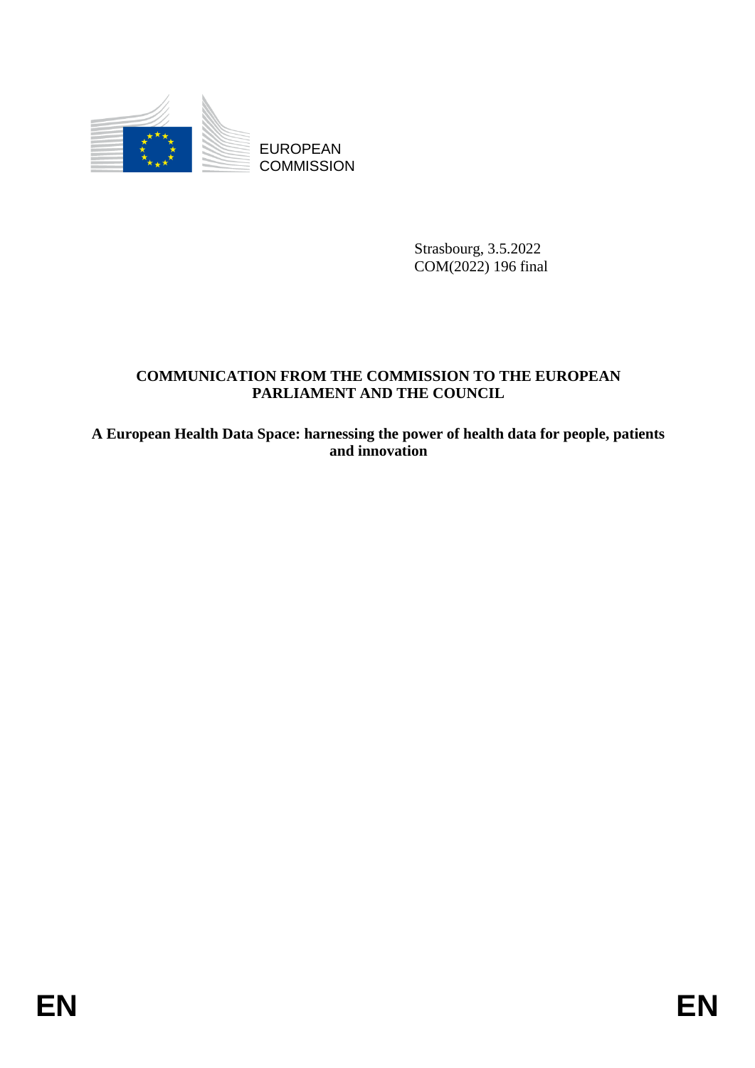EUROPEAN COMMISSION

Strasbourg, 3.5.2022
COM(2022) 196 final

**COMMUNICATION FROM THE COMMISSION TO THE EUROPEAN PARLIAMENT AND THE COUNCIL**

**A European Health Data Space: harnessing the power of health data for people, patients and innovation**

EN EN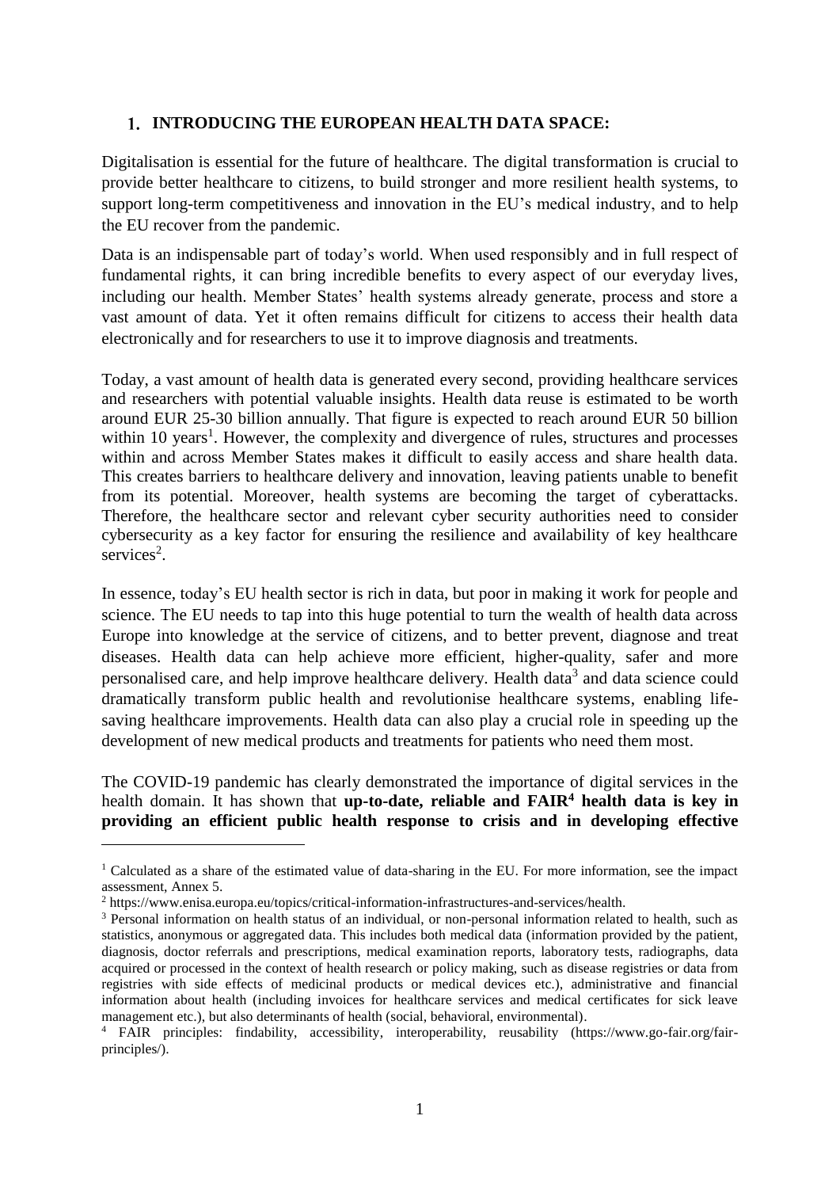## 1. INTRODUCING THE EUROPEAN HEALTH DATA SPACE:

Digitalisation is essential for the future of healthcare. The digital transformation is crucial to provide better healthcare to citizens, to build stronger and more resilient health systems, to support long-term competitiveness and innovation in the EU's medical industry, and to help the EU recover from the pandemic.

Data is an indispensable part of today's world. When used responsibly and in full respect of fundamental rights, it can bring incredible benefits to every aspect of our everyday lives, including our health. Member States' health systems already generate, process and store a vast amount of data. Yet it often remains difficult for citizens to access their health data electronically and for researchers to use it to improve diagnosis and treatments.

Today, a vast amount of health data is generated every second, providing healthcare services and researchers with potential valuable insights. Health data reuse is estimated to be worth around EUR 25-30 billion annually. That figure is expected to reach around EUR 50 billion within 10 years[1]. However, the complexity and divergence of rules, structures and processes within and across Member States makes it difficult to easily access and share health data. This creates barriers to healthcare delivery and innovation, leaving patients unable to benefit from its potential. Moreover, health systems are becoming the target of cyberattacks. Therefore, the healthcare sector and relevant cyber security authorities need to consider cybersecurity as a key factor for ensuring the resilience and availability of key healthcare services[2].

In essence, today's EU health sector is rich in data, but poor in making it work for people and science. The EU needs to tap into this huge potential to turn the wealth of health data across Europe into knowledge at the service of citizens, and to better prevent, diagnose and treat diseases. Health data can help achieve more efficient, higher-quality, safer and more personalised care, and help improve healthcare delivery. Health data[3] and data science could dramatically transform public health and revolutionise healthcare systems, enabling life-saving healthcare improvements. Health data can also play a crucial role in speeding up the development of new medical products and treatments for patients who need them most.

The COVID-19 pandemic has clearly demonstrated the importance of digital services in the health domain. It has shown that **up-to-date, reliable and FAIR[4] health data is key in providing an efficient public health response to crisis and in developing effective**

---

[1] Calculated as a share of the estimated value of data-sharing in the EU. For more information, see the impact assessment, Annex 5.

[2] https://www.enisa.europa.eu/topics/critical-information-infrastructures-and-services/health.

[3] Personal information on health status of an individual, or non-personal information related to health, such as statistics, anonymous or aggregated data. This includes both medical data (information provided by the patient, diagnosis, doctor referrals and prescriptions, medical examination reports, laboratory tests, radiographs, data acquired or processed in the context of health research or policy making, such as disease registries or data from registries with side effects of medicinal products or medical devices etc.), administrative and financial information about health (including invoices for healthcare services and medical certificates for sick leave management etc.), but also determinants of health (social, behavioral, environmental).

[4] FAIR principles: findability, accessibility, interoperability, reusability (https://www.go-fair.org/fair-principles/).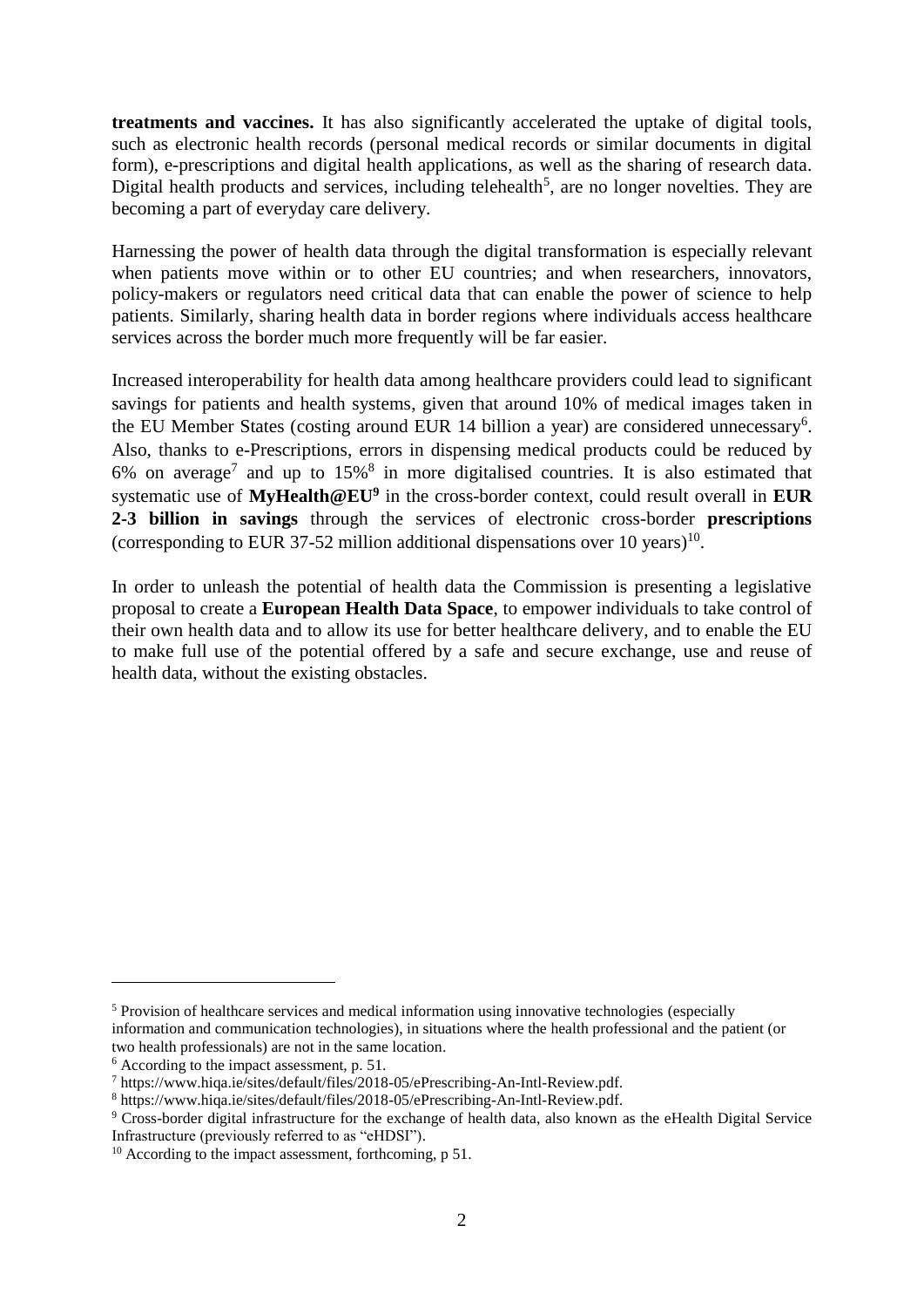**treatments and vaccines.** It has also significantly accelerated the uptake of digital tools, such as electronic health records (personal medical records or similar documents in digital form), e-prescriptions and digital health applications, as well as the sharing of research data. Digital health products and services, including telehealth[5], are no longer novelties. They are becoming a part of everyday care delivery.

Harnessing the power of health data through the digital transformation is especially relevant when patients move within or to other EU countries; and when researchers, innovators, policy-makers or regulators need critical data that can enable the power of science to help patients. Similarly, sharing health data in border regions where individuals access healthcare services across the border much more frequently will be far easier.

Increased interoperability for health data among healthcare providers could lead to significant savings for patients and health systems, given that around 10% of medical images taken in the EU Member States (costing around EUR 14 billion a year) are considered unnecessary[6]. Also, thanks to e-Prescriptions, errors in dispensing medical products could be reduced by 6% on average[7] and up to 15%[8] in more digitalised countries. It is also estimated that systematic use of **MyHealth@EU**[9] in the cross-border context, could result overall in **EUR 2-3 billion in savings** through the services of electronic cross-border **prescriptions** (corresponding to EUR 37-52 million additional dispensations over 10 years)[10].

In order to unleash the potential of health data the Commission is presenting a legislative proposal to create a **European Health Data Space**, to empower individuals to take control of their own health data and to allow its use for better healthcare delivery, and to enable the EU to make full use of the potential offered by a safe and secure exchange, use and reuse of health data, without the existing obstacles.

---

[5] Provision of healthcare services and medical information using innovative technologies (especially information and communication technologies), in situations where the health professional and the patient (or two health professionals) are not in the same location.

[6] According to the impact assessment, p. 51.

[7] https://www.hiqa.ie/sites/default/files/2018-05/ePrescribing-An-Intl-Review.pdf.

[8] https://www.hiqa.ie/sites/default/files/2018-05/ePrescribing-An-Intl-Review.pdf.

[9] Cross-border digital infrastructure for the exchange of health data, also known as the eHealth Digital Service Infrastructure (previously referred to as "eHDSI").

[10] According to the impact assessment, forthcoming, p 51.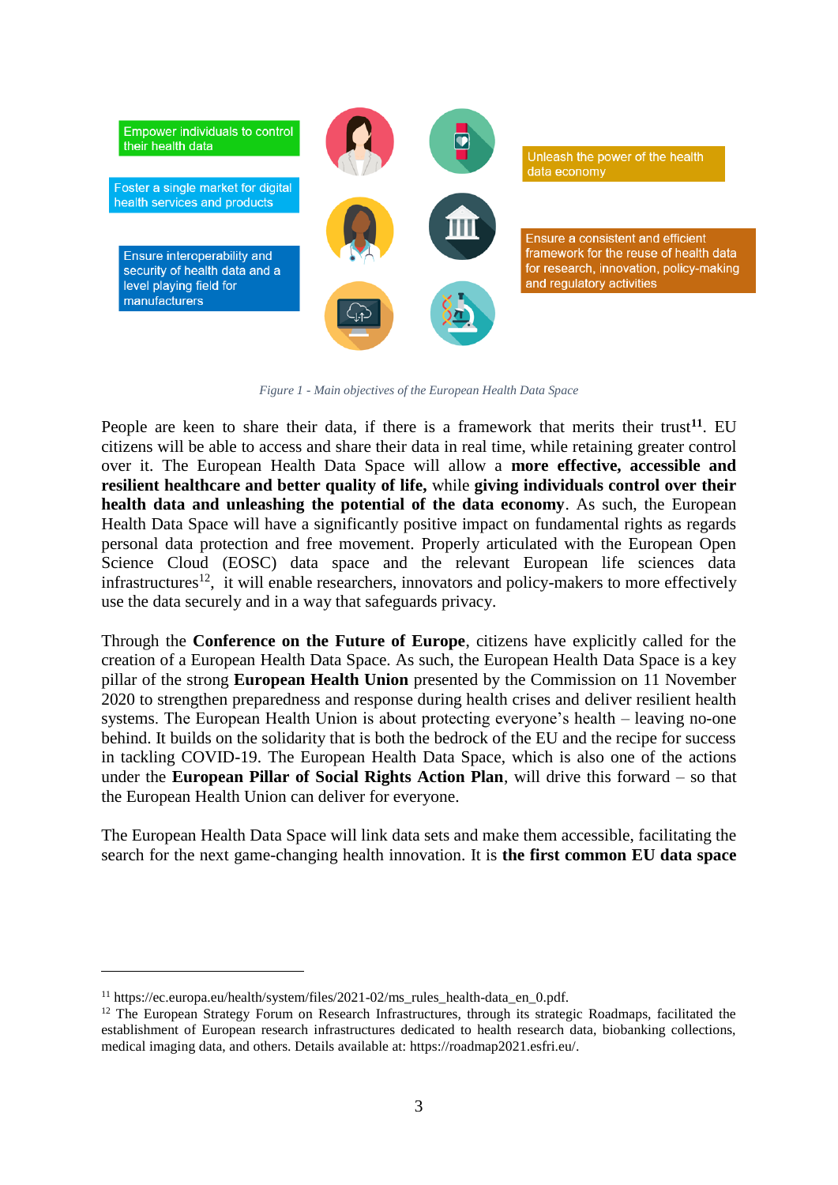Empower individuals to control their health data

Foster a single market for digital health services and products

Ensure interoperability and security of health data and a level playing field for manufacturers

Unleash the power of the health data economy

Ensure a consistent and efficient framework for the reuse of health data for research, innovation, policy-making and regulatory activities

*Figure 1 - Main objectives of the European Health Data Space*

People are keen to share their data, if there is a framework that merits their trust[11]. EU citizens will be able to access and share their data in real time, while retaining greater control over it. The European Health Data Space will allow a **more effective, accessible and resilient healthcare and better quality of life,** while **giving individuals control over their health data and unleashing the potential of the data economy**. As such, the European Health Data Space will have a significantly positive impact on fundamental rights as regards personal data protection and free movement. Properly articulated with the European Open Science Cloud (EOSC) data space and the relevant European life sciences data infrastructures[12], it will enable researchers, innovators and policy-makers to more effectively use the data securely and in a way that safeguards privacy.

Through the **Conference on the Future of Europe**, citizens have explicitly called for the creation of a European Health Data Space. As such, the European Health Data Space is a key pillar of the strong **European Health Union** presented by the Commission on 11 November 2020 to strengthen preparedness and response during health crises and deliver resilient health systems. The European Health Union is about protecting everyone's health – leaving no-one behind. It builds on the solidarity that is both the bedrock of the EU and the recipe for success in tackling COVID-19. The European Health Data Space, which is also one of the actions under the **European Pillar of Social Rights Action Plan**, will drive this forward – so that the European Health Union can deliver for everyone.

The European Health Data Space will link data sets and make them accessible, facilitating the search for the next game-changing health innovation. It is **the first common EU data space**

---

[11] https://ec.europa.eu/health/system/files/2021-02/ms_rules_health-data_en_0.pdf.

[12] The European Strategy Forum on Research Infrastructures, through its strategic Roadmaps, facilitated the establishment of European research infrastructures dedicated to health research data, biobanking collections, medical imaging data, and others. Details available at: https://roadmap2021.esfri.eu/.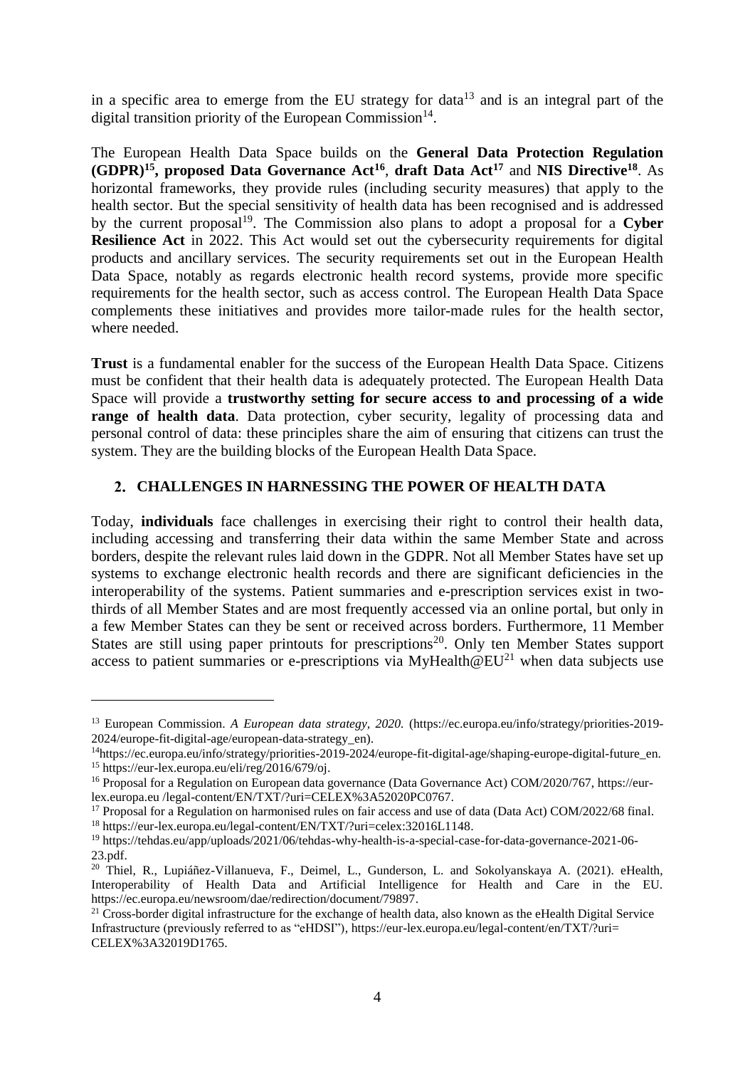in a specific area to emerge from the EU strategy for data[13] and is an integral part of the digital transition priority of the European Commission[14].

The European Health Data Space builds on the **General Data Protection Regulation (GDPR)[15], proposed Data Governance Act[16]**, **draft Data Act[17]** and **NIS Directive[18]**. As horizontal frameworks, they provide rules (including security measures) that apply to the health sector. But the special sensitivity of health data has been recognised and is addressed by the current proposal[19]. The Commission also plans to adopt a proposal for a **Cyber Resilience Act** in 2022. This Act would set out the cybersecurity requirements for digital products and ancillary services. The security requirements set out in the European Health Data Space, notably as regards electronic health record systems, provide more specific requirements for the health sector, such as access control. The European Health Data Space complements these initiatives and provides more tailor-made rules for the health sector, where needed.

**Trust** is a fundamental enabler for the success of the European Health Data Space. Citizens must be confident that their health data is adequately protected. The European Health Data Space will provide a **trustworthy setting for secure access to and processing of a wide range of health data**. Data protection, cyber security, legality of processing data and personal control of data: these principles share the aim of ensuring that citizens can trust the system. They are the building blocks of the European Health Data Space.

## 2. CHALLENGES IN HARNESSING THE POWER OF HEALTH DATA

Today, **individuals** face challenges in exercising their right to control their health data, including accessing and transferring their data within the same Member State and across borders, despite the relevant rules laid down in the GDPR. Not all Member States have set up systems to exchange electronic health records and there are significant deficiencies in the interoperability of the systems. Patient summaries and e-prescription services exist in two-thirds of all Member States and are most frequently accessed via an online portal, but only in a few Member States can they be sent or received across borders. Furthermore, 11 Member States are still using paper printouts for prescriptions[20]. Only ten Member States support access to patient summaries or e-prescriptions via MyHealth@EU[21] when data subjects use

---

[13] European Commission. *A European data strategy, 2020.* (https://ec.europa.eu/info/strategy/priorities-2019-2024/europe-fit-digital-age/european-data-strategy_en).

[14] https://ec.europa.eu/info/strategy/priorities-2019-2024/europe-fit-digital-age/shaping-europe-digital-future_en.

[15] https://eur-lex.europa.eu/eli/reg/2016/679/oj.

[16] Proposal for a Regulation on European data governance (Data Governance Act) COM/2020/767, https://eur-lex.europa.eu /legal-content/EN/TXT/?uri=CELEX%3A52020PC0767.

[17] Proposal for a Regulation on harmonised rules on fair access and use of data (Data Act) COM/2022/68 final.

[18] https://eur-lex.europa.eu/legal-content/EN/TXT/?uri=celex:32016L1148.

[19] https://tehdas.eu/app/uploads/2021/06/tehdas-why-health-is-a-special-case-for-data-governance-2021-06-23.pdf.

[20] Thiel, R., Lupiáñez-Villanueva, F., Deimel, L., Gunderson, L. and Sokolyanskaya A. (2021). eHealth, Interoperability of Health Data and Artificial Intelligence for Health and Care in the EU. https://ec.europa.eu/newsroom/dae/redirection/document/79897.

[21] Cross-border digital infrastructure for the exchange of health data, also known as the eHealth Digital Service Infrastructure (previously referred to as "eHDSI"), https://eur-lex.europa.eu/legal-content/en/TXT/?uri= CELEX%3A32019D1765.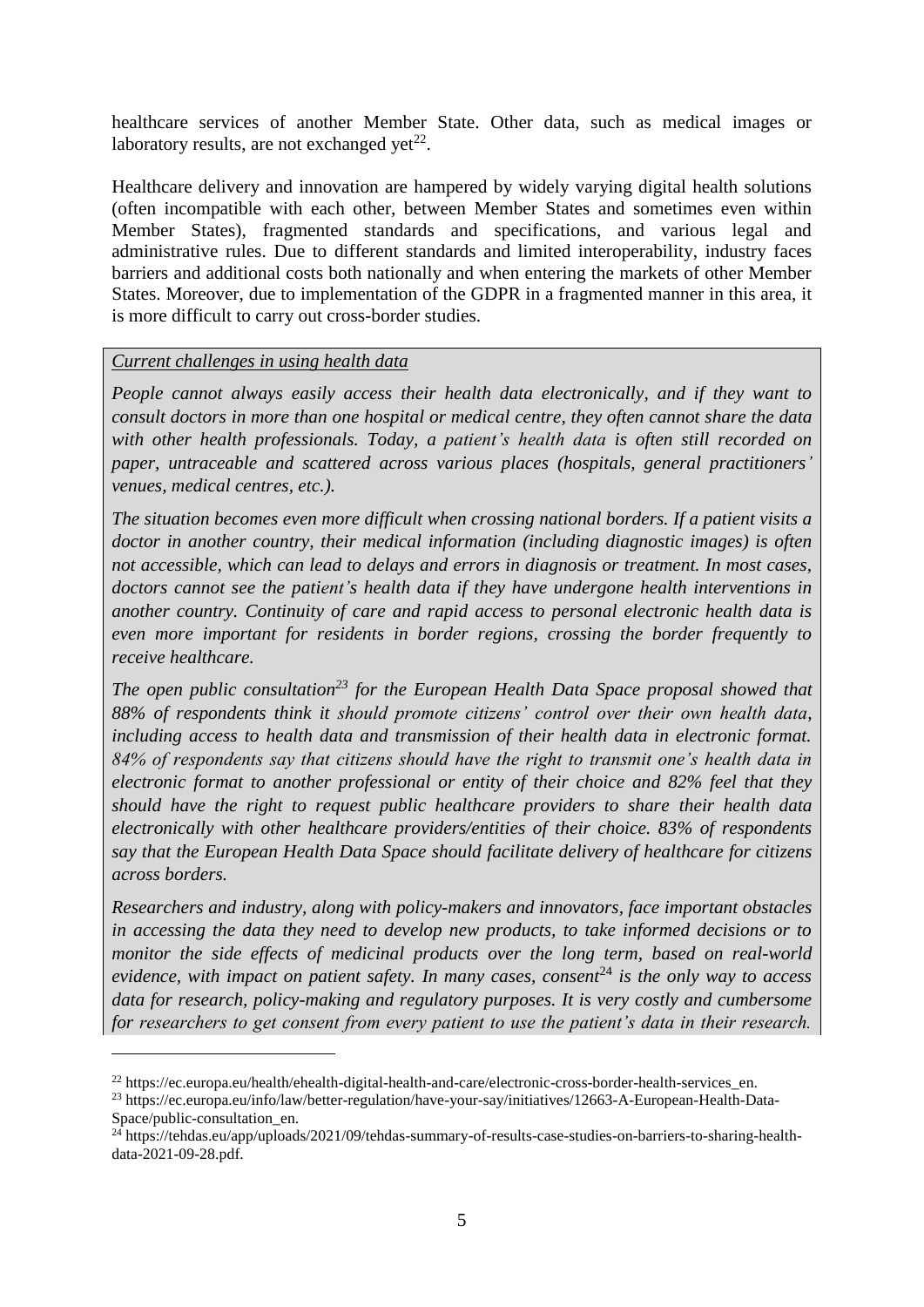healthcare services of another Member State. Other data, such as medical images or laboratory results, are not exchanged yet[22].

Healthcare delivery and innovation are hampered by widely varying digital health solutions (often incompatible with each other, between Member States and sometimes even within Member States), fragmented standards and specifications, and various legal and administrative rules. Due to different standards and limited interoperability, industry faces barriers and additional costs both nationally and when entering the markets of other Member States. Moreover, due to implementation of the GDPR in a fragmented manner in this area, it is more difficult to carry out cross-border studies.

*<u>Current challenges in using health data</u>*

*People cannot always easily access their health data electronically, and if they want to consult doctors in more than one hospital or medical centre, they often cannot share the data with other health professionals. Today, a patient's health data is often still recorded on paper, untraceable and scattered across various places (hospitals, general practitioners' venues, medical centres, etc.).*

*The situation becomes even more difficult when crossing national borders. If a patient visits a doctor in another country, their medical information (including diagnostic images) is often not accessible, which can lead to delays and errors in diagnosis or treatment. In most cases, doctors cannot see the patient's health data if they have undergone health interventions in another country. Continuity of care and rapid access to personal electronic health data is even more important for residents in border regions, crossing the border frequently to receive healthcare.*

*The open public consultation[23] for the European Health Data Space proposal showed that 88% of respondents think it should promote citizens' control over their own health data, including access to health data and transmission of their health data in electronic format. 84% of respondents say that citizens should have the right to transmit one's health data in electronic format to another professional or entity of their choice and 82% feel that they should have the right to request public healthcare providers to share their health data electronically with other healthcare providers/entities of their choice. 83% of respondents say that the European Health Data Space should facilitate delivery of healthcare for citizens across borders.*

*Researchers and industry, along with policy-makers and innovators, face important obstacles in accessing the data they need to develop new products, to take informed decisions or to monitor the side effects of medicinal products over the long term, based on real-world evidence, with impact on patient safety. In many cases, consent[24] is the only way to access data for research, policy-making and regulatory purposes. It is very costly and cumbersome for researchers to get consent from every patient to use the patient's data in their research.*

---

[22] https://ec.europa.eu/health/ehealth-digital-health-and-care/electronic-cross-border-health-services_en.

[23] https://ec.europa.eu/info/law/better-regulation/have-your-say/initiatives/12663-A-European-Health-Data-Space/public-consultation_en.

[24] https://tehdas.eu/app/uploads/2021/09/tehdas-summary-of-results-case-studies-on-barriers-to-sharing-health-data-2021-09-28.pdf.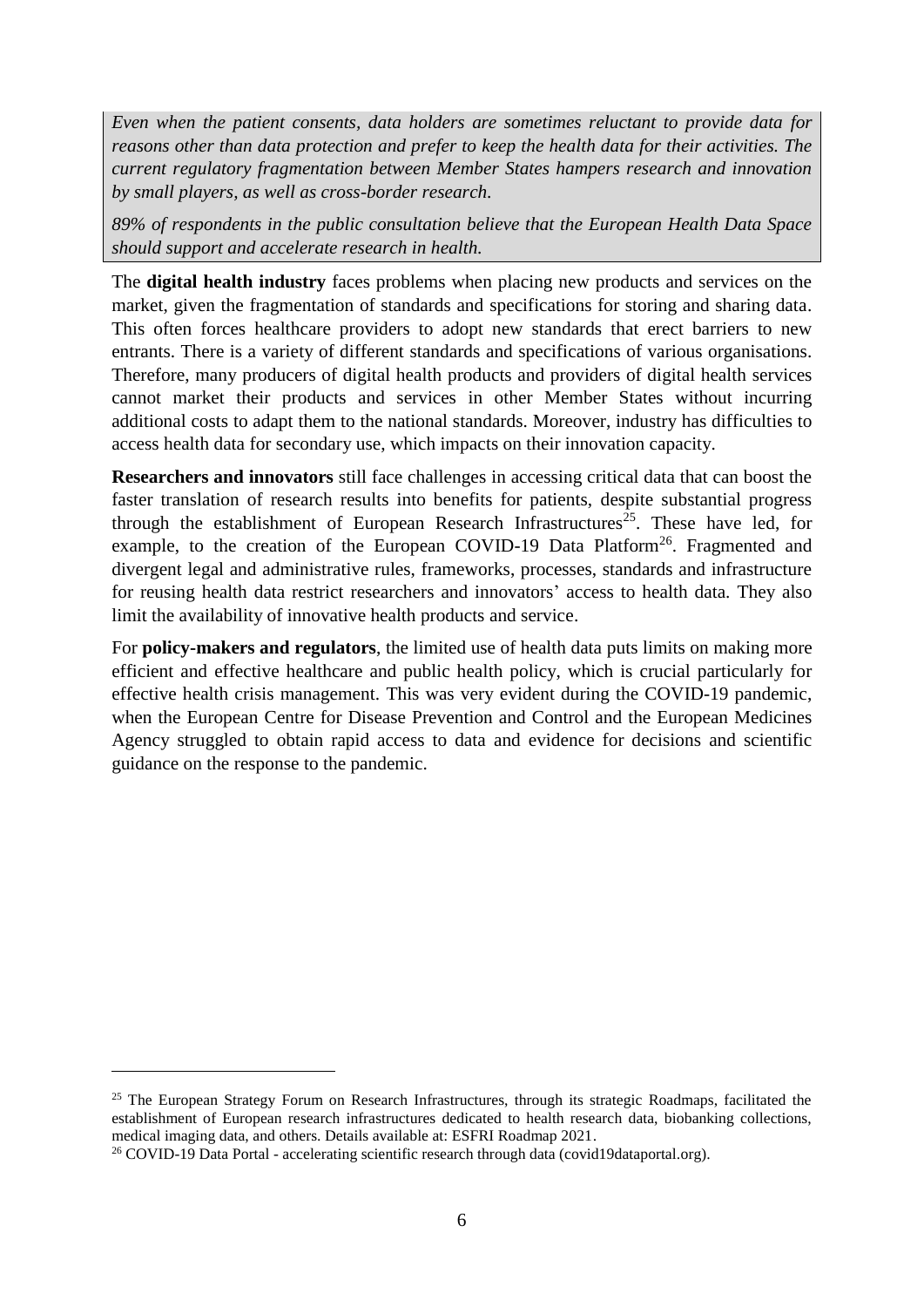*Even when the patient consents, data holders are sometimes reluctant to provide data for reasons other than data protection and prefer to keep the health data for their activities. The current regulatory fragmentation between Member States hampers research and innovation by small players, as well as cross-border research.*

*89% of respondents in the public consultation believe that the European Health Data Space should support and accelerate research in health.*

The **digital health industry** faces problems when placing new products and services on the market, given the fragmentation of standards and specifications for storing and sharing data. This often forces healthcare providers to adopt new standards that erect barriers to new entrants. There is a variety of different standards and specifications of various organisations. Therefore, many producers of digital health products and providers of digital health services cannot market their products and services in other Member States without incurring additional costs to adapt them to the national standards. Moreover, industry has difficulties to access health data for secondary use, which impacts on their innovation capacity.

**Researchers and innovators** still face challenges in accessing critical data that can boost the faster translation of research results into benefits for patients, despite substantial progress through the establishment of European Research Infrastructures[25]. These have led, for example, to the creation of the European COVID-19 Data Platform[26]. Fragmented and divergent legal and administrative rules, frameworks, processes, standards and infrastructure for reusing health data restrict researchers and innovators' access to health data. They also limit the availability of innovative health products and service.

For **policy-makers and regulators**, the limited use of health data puts limits on making more efficient and effective healthcare and public health policy, which is crucial particularly for effective health crisis management. This was very evident during the COVID-19 pandemic, when the European Centre for Disease Prevention and Control and the European Medicines Agency struggled to obtain rapid access to data and evidence for decisions and scientific guidance on the response to the pandemic.

---

[25] The European Strategy Forum on Research Infrastructures, through its strategic Roadmaps, facilitated the establishment of European research infrastructures dedicated to health research data, biobanking collections, medical imaging data, and others. Details available at: ESFRI Roadmap 2021.

[26] COVID-19 Data Portal - accelerating scientific research through data (covid19dataportal.org).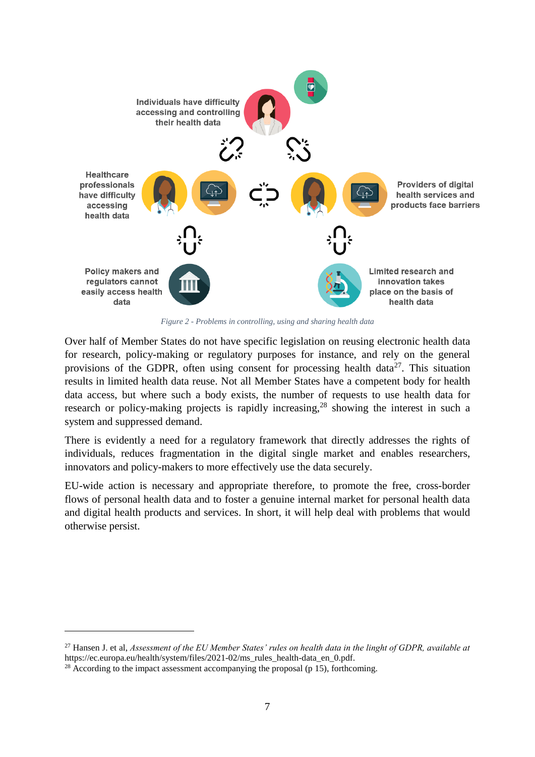Individuals have difficulty accessing and controlling their health data

Healthcare professionals have difficulty accessing health data

Providers of digital health services and products face barriers

Policy makers and regulators cannot easily access health data

Limited research and innovation takes place on the basis of health data

*Figure 2 - Problems in controlling, using and sharing health data*

Over half of Member States do not have specific legislation on reusing electronic health data for research, policy-making or regulatory purposes for instance, and rely on the general provisions of the GDPR, often using consent for processing health data[27]. This situation results in limited health data reuse. Not all Member States have a competent body for health data access, but where such a body exists, the number of requests to use health data for research or policy-making projects is rapidly increasing,[28] showing the interest in such a system and suppressed demand.

There is evidently a need for a regulatory framework that directly addresses the rights of individuals, reduces fragmentation in the digital single market and enables researchers, innovators and policy-makers to more effectively use the data securely.

EU-wide action is necessary and appropriate therefore, to promote the free, cross-border flows of personal health data and to foster a genuine internal market for personal health data and digital health products and services. In short, it will help deal with problems that would otherwise persist.

---

[27] Hansen J. et al, *Assessment of the EU Member States' rules on health data in the linght of GDPR, available at* https://ec.europa.eu/health/system/files/2021-02/ms_rules_health-data_en_0.pdf.

[28] According to the impact assessment accompanying the proposal (p 15), forthcoming.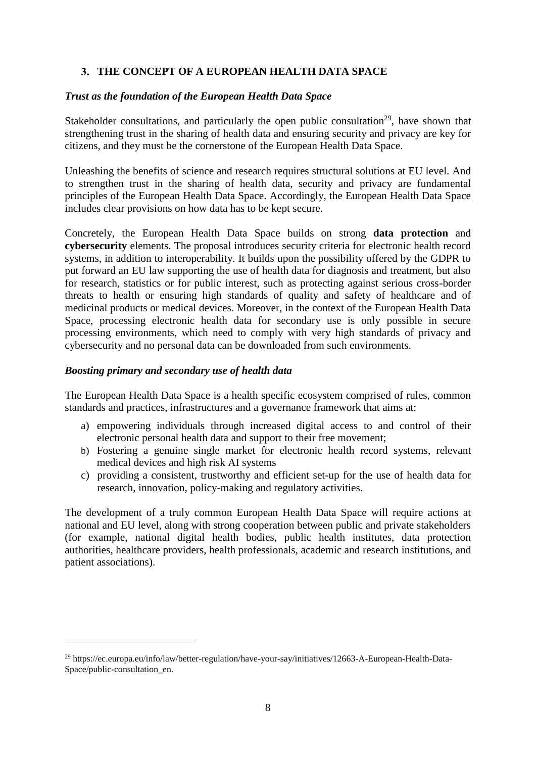## 3. THE CONCEPT OF A EUROPEAN HEALTH DATA SPACE

### *Trust as the foundation of the European Health Data Space*

Stakeholder consultations, and particularly the open public consultation[29], have shown that strengthening trust in the sharing of health data and ensuring security and privacy are key for citizens, and they must be the cornerstone of the European Health Data Space.

Unleashing the benefits of science and research requires structural solutions at EU level. And to strengthen trust in the sharing of health data, security and privacy are fundamental principles of the European Health Data Space. Accordingly, the European Health Data Space includes clear provisions on how data has to be kept secure.

Concretely, the European Health Data Space builds on strong **data protection** and **cybersecurity** elements. The proposal introduces security criteria for electronic health record systems, in addition to interoperability. It builds upon the possibility offered by the GDPR to put forward an EU law supporting the use of health data for diagnosis and treatment, but also for research, statistics or for public interest, such as protecting against serious cross-border threats to health or ensuring high standards of quality and safety of healthcare and of medicinal products or medical devices. Moreover, in the context of the European Health Data Space, processing electronic health data for secondary use is only possible in secure processing environments, which need to comply with very high standards of privacy and cybersecurity and no personal data can be downloaded from such environments.

### *Boosting primary and secondary use of health data*

The European Health Data Space is a health specific ecosystem comprised of rules, common standards and practices, infrastructures and a governance framework that aims at:

a) empowering individuals through increased digital access to and control of their electronic personal health data and support to their free movement;
b) Fostering a genuine single market for electronic health record systems, relevant medical devices and high risk AI systems
c) providing a consistent, trustworthy and efficient set-up for the use of health data for research, innovation, policy-making and regulatory activities.

The development of a truly common European Health Data Space will require actions at national and EU level, along with strong cooperation between public and private stakeholders (for example, national digital health bodies, public health institutes, data protection authorities, healthcare providers, health professionals, academic and research institutions, and patient associations).

---

[29] https://ec.europa.eu/info/law/better-regulation/have-your-say/initiatives/12663-A-European-Health-Data-Space/public-consultation_en.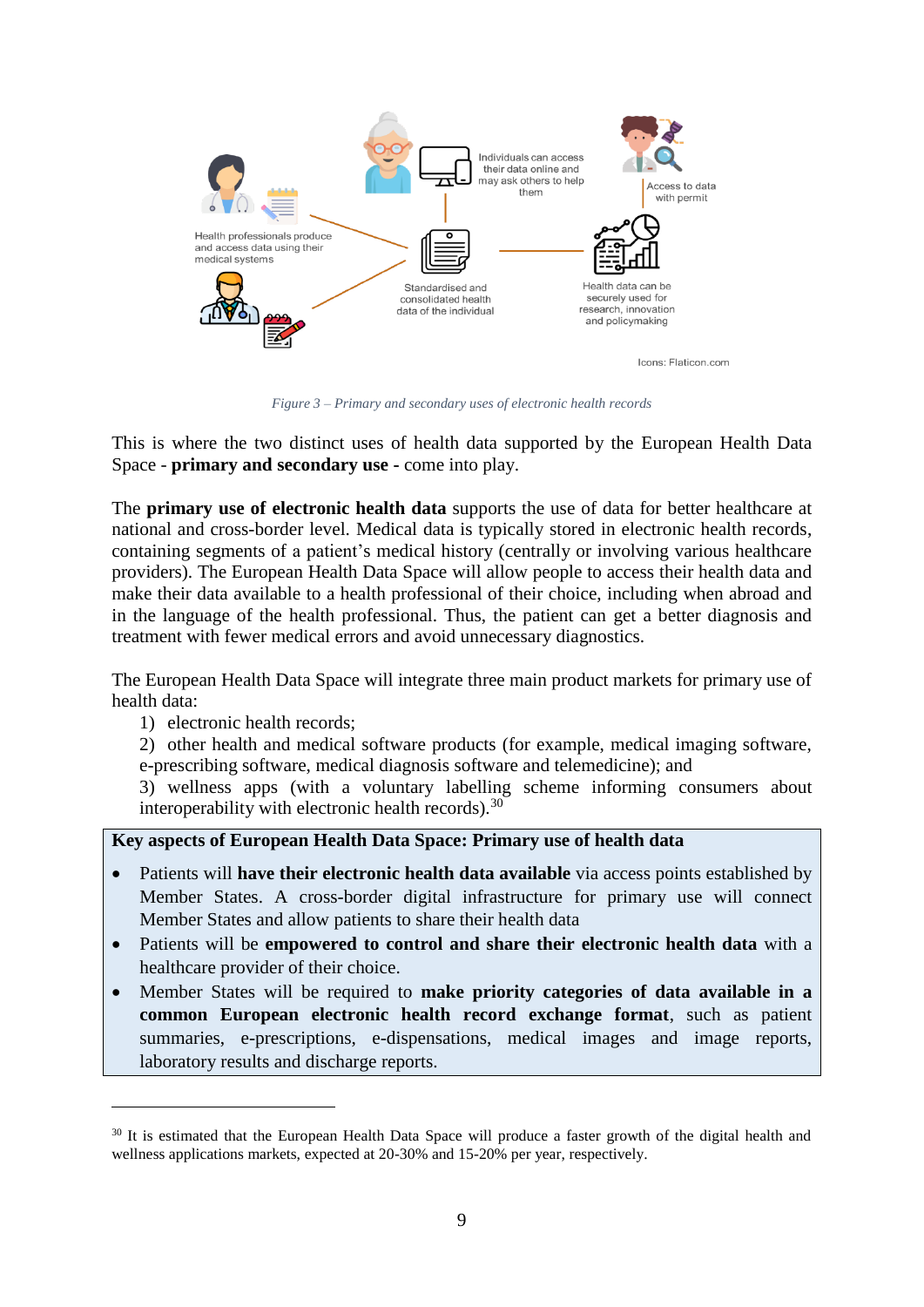Health professionals produce and access data using their medical systems

Individuals can access their data online and may ask others to help them

Access to data with permit

Standardised and consolidated health data of the individual

Health data can be securely used for research, innovation and policymaking

Icons: Flaticon.com

*Figure 3 – Primary and secondary uses of electronic health records*

This is where the two distinct uses of health data supported by the European Health Data Space - **primary and secondary use -** come into play.

The **primary use of electronic health data** supports the use of data for better healthcare at national and cross-border level. Medical data is typically stored in electronic health records, containing segments of a patient's medical history (centrally or involving various healthcare providers). The European Health Data Space will allow people to access their health data and make their data available to a health professional of their choice, including when abroad and in the language of the health professional. Thus, the patient can get a better diagnosis and treatment with fewer medical errors and avoid unnecessary diagnostics.

The European Health Data Space will integrate three main product markets for primary use of health data:

1) electronic health records;
2) other health and medical software products (for example, medical imaging software, e-prescribing software, medical diagnosis software and telemedicine); and
3) wellness apps (with a voluntary labelling scheme informing consumers about interoperability with electronic health records).[30]

**Key aspects of European Health Data Space: Primary use of health data**

- Patients will **have their electronic health data available** via access points established by Member States. A cross-border digital infrastructure for primary use will connect Member States and allow patients to share their health data
- Patients will be **empowered to control and share their electronic health data** with a healthcare provider of their choice.
- Member States will be required to **make priority categories of data available in a common European electronic health record exchange format**, such as patient summaries, e-prescriptions, e-dispensations, medical images and image reports, laboratory results and discharge reports.

[30] It is estimated that the European Health Data Space will produce a faster growth of the digital health and wellness applications markets, expected at 20-30% and 15-20% per year, respectively.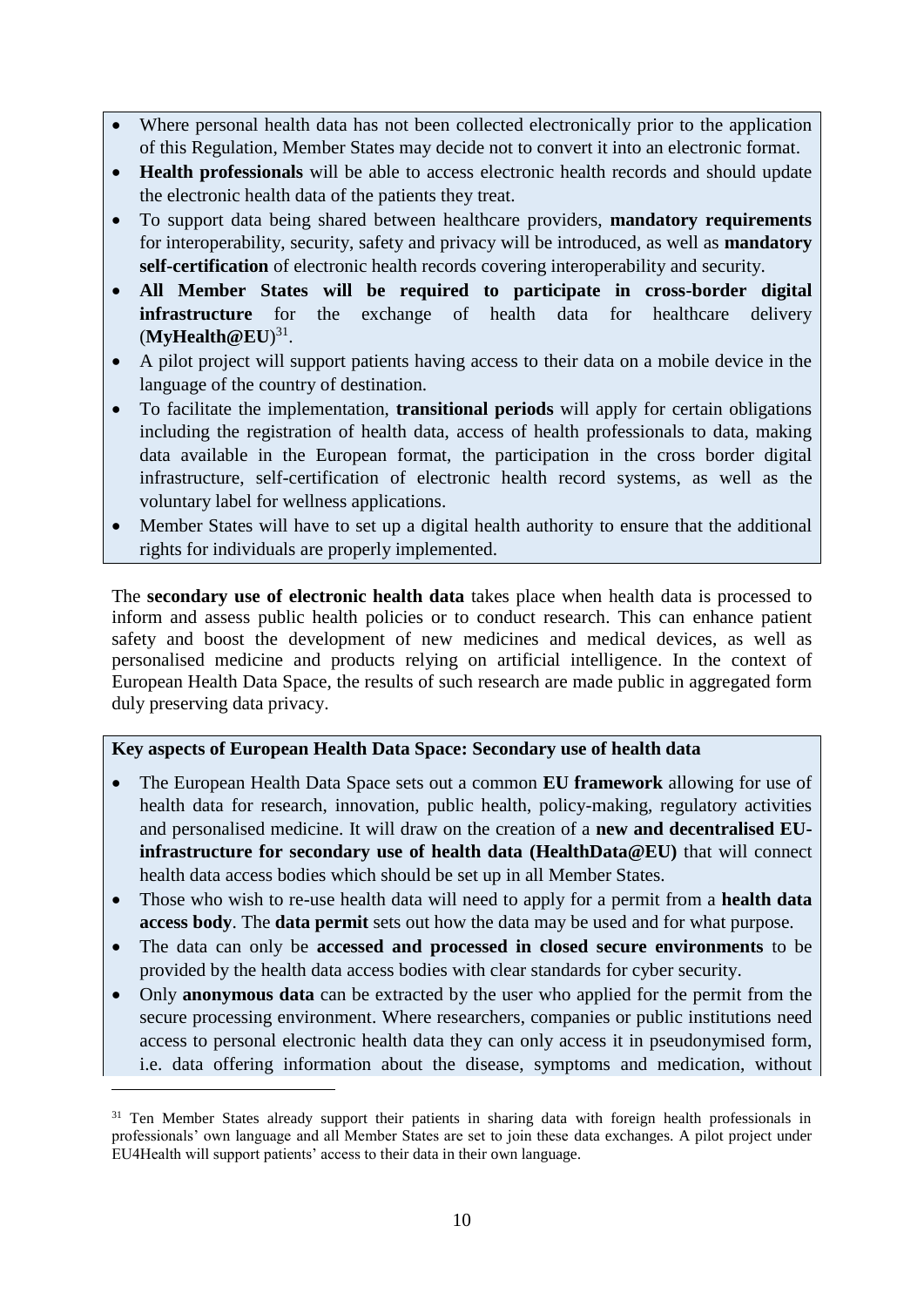- Where personal health data has not been collected electronically prior to the application of this Regulation, Member States may decide not to convert it into an electronic format.
- **Health professionals** will be able to access electronic health records and should update the electronic health data of the patients they treat.
- To support data being shared between healthcare providers, **mandatory requirements** for interoperability, security, safety and privacy will be introduced, as well as **mandatory self-certification** of electronic health records covering interoperability and security.
- **All Member States will be required to participate in cross-border digital infrastructure** for the exchange of health data for healthcare delivery (**MyHealth@EU**)[31].
- A pilot project will support patients having access to their data on a mobile device in the language of the country of destination.
- To facilitate the implementation, **transitional periods** will apply for certain obligations including the registration of health data, access of health professionals to data, making data available in the European format, the participation in the cross border digital infrastructure, self-certification of electronic health record systems, as well as the voluntary label for wellness applications.
- Member States will have to set up a digital health authority to ensure that the additional rights for individuals are properly implemented.

The **secondary use of electronic health data** takes place when health data is processed to inform and assess public health policies or to conduct research. This can enhance patient safety and boost the development of new medicines and medical devices, as well as personalised medicine and products relying on artificial intelligence. In the context of European Health Data Space, the results of such research are made public in aggregated form duly preserving data privacy.

**Key aspects of European Health Data Space: Secondary use of health data**

- The European Health Data Space sets out a common **EU framework** allowing for use of health data for research, innovation, public health, policy-making, regulatory activities and personalised medicine. It will draw on the creation of a **new and decentralised EU-infrastructure for secondary use of health data (HealthData@EU)** that will connect health data access bodies which should be set up in all Member States.
- Those who wish to re-use health data will need to apply for a permit from a **health data access body**. The **data permit** sets out how the data may be used and for what purpose.
- The data can only be **accessed and processed in closed secure environments** to be provided by the health data access bodies with clear standards for cyber security.
- Only **anonymous data** can be extracted by the user who applied for the permit from the secure processing environment. Where researchers, companies or public institutions need access to personal electronic health data they can only access it in pseudonymised form, i.e. data offering information about the disease, symptoms and medication, without

[31] Ten Member States already support their patients in sharing data with foreign health professionals in professionals' own language and all Member States are set to join these data exchanges. A pilot project under EU4Health will support patients' access to their data in their own language.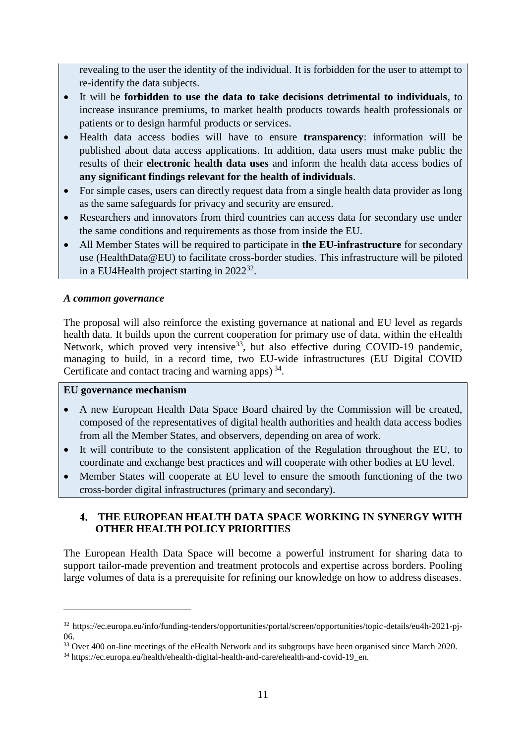revealing to the user the identity of the individual. It is forbidden for the user to attempt to re-identify the data subjects.

- It will be **forbidden to use the data to take decisions detrimental to individuals**, to increase insurance premiums, to market health products towards health professionals or patients or to design harmful products or services.
- Health data access bodies will have to ensure **transparency**: information will be published about data access applications. In addition, data users must make public the results of their **electronic health data uses** and inform the health data access bodies of **any significant findings relevant for the health of individuals**.
- For simple cases, users can directly request data from a single health data provider as long as the same safeguards for privacy and security are ensured.
- Researchers and innovators from third countries can access data for secondary use under the same conditions and requirements as those from inside the EU.
- All Member States will be required to participate in **the EU-infrastructure** for secondary use (HealthData@EU) to facilitate cross-border studies. This infrastructure will be piloted in a EU4Health project starting in 2022[32].

***A common governance***

The proposal will also reinforce the existing governance at national and EU level as regards health data. It builds upon the current cooperation for primary use of data, within the eHealth Network, which proved very intensive[33], but also effective during COVID-19 pandemic, managing to build, in a record time, two EU-wide infrastructures (EU Digital COVID Certificate and contact tracing and warning apps)[34].

**EU governance mechanism**

- A new European Health Data Space Board chaired by the Commission will be created, composed of the representatives of digital health authorities and health data access bodies from all the Member States, and observers, depending on area of work.
- It will contribute to the consistent application of the Regulation throughout the EU, to coordinate and exchange best practices and will cooperate with other bodies at EU level.
- Member States will cooperate at EU level to ensure the smooth functioning of the two cross-border digital infrastructures (primary and secondary).

## 4. THE EUROPEAN HEALTH DATA SPACE WORKING IN SYNERGY WITH OTHER HEALTH POLICY PRIORITIES

The European Health Data Space will become a powerful instrument for sharing data to support tailor-made prevention and treatment protocols and expertise across borders. Pooling large volumes of data is a prerequisite for refining our knowledge on how to address diseases.

---

[32] https://ec.europa.eu/info/funding-tenders/opportunities/portal/screen/opportunities/topic-details/eu4h-2021-pj-06.

[33] Over 400 on-line meetings of the eHealth Network and its subgroups have been organised since March 2020.

[34] https://ec.europa.eu/health/ehealth-digital-health-and-care/ehealth-and-covid-19_en.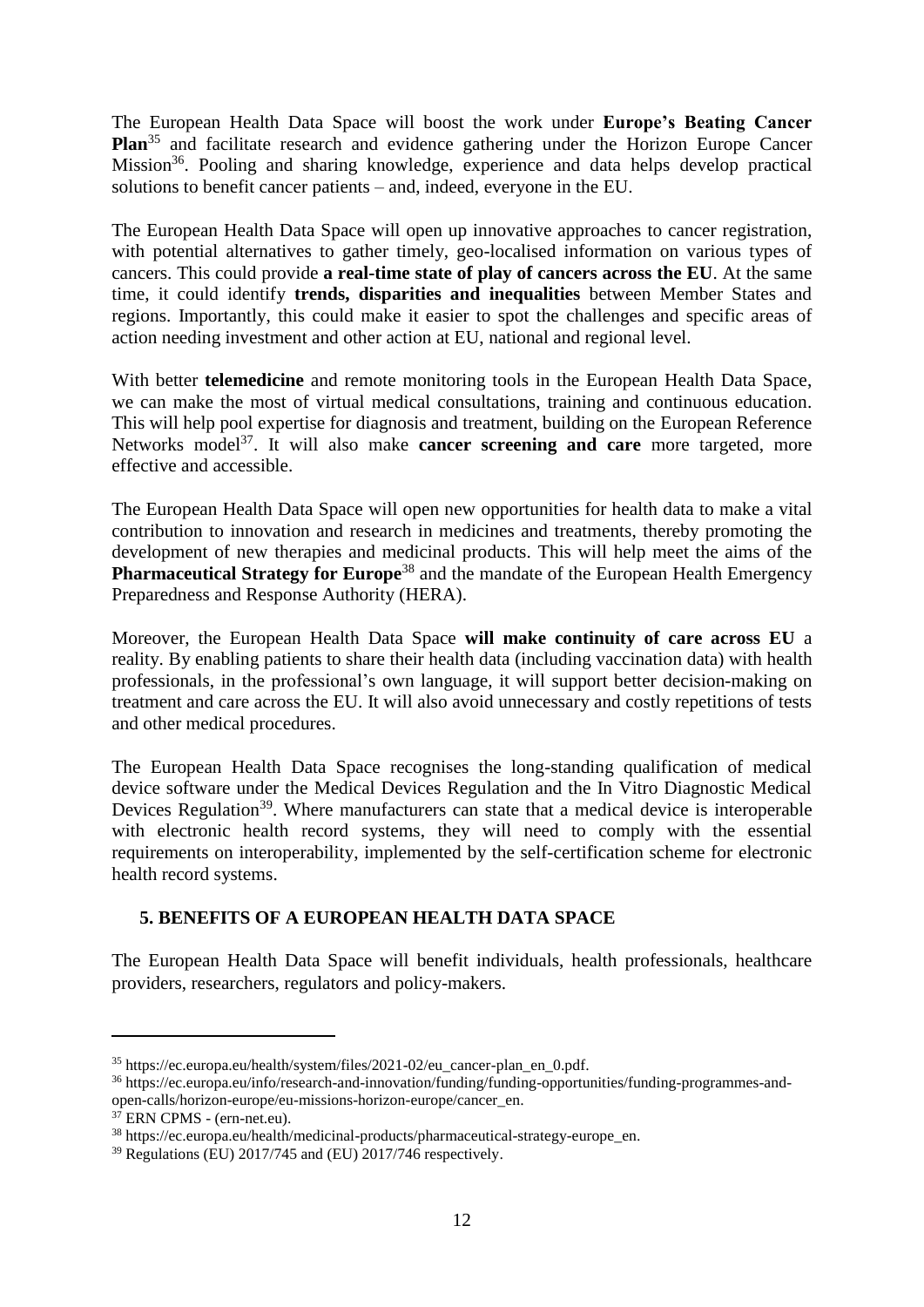The European Health Data Space will boost the work under **Europe's Beating Cancer Plan**[35] and facilitate research and evidence gathering under the Horizon Europe Cancer Mission[36]. Pooling and sharing knowledge, experience and data helps develop practical solutions to benefit cancer patients – and, indeed, everyone in the EU.

The European Health Data Space will open up innovative approaches to cancer registration, with potential alternatives to gather timely, geo-localised information on various types of cancers. This could provide **a real-time state of play of cancers across the EU**. At the same time, it could identify **trends, disparities and inequalities** between Member States and regions. Importantly, this could make it easier to spot the challenges and specific areas of action needing investment and other action at EU, national and regional level.

With better **telemedicine** and remote monitoring tools in the European Health Data Space, we can make the most of virtual medical consultations, training and continuous education. This will help pool expertise for diagnosis and treatment, building on the European Reference Networks model[37]. It will also make **cancer screening and care** more targeted, more effective and accessible.

The European Health Data Space will open new opportunities for health data to make a vital contribution to innovation and research in medicines and treatments, thereby promoting the development of new therapies and medicinal products. This will help meet the aims of the **Pharmaceutical Strategy for Europe**[38] and the mandate of the European Health Emergency Preparedness and Response Authority (HERA).

Moreover, the European Health Data Space **will make continuity of care across EU** a reality. By enabling patients to share their health data (including vaccination data) with health professionals, in the professional's own language, it will support better decision-making on treatment and care across the EU. It will also avoid unnecessary and costly repetitions of tests and other medical procedures.

The European Health Data Space recognises the long-standing qualification of medical device software under the Medical Devices Regulation and the In Vitro Diagnostic Medical Devices Regulation[39]. Where manufacturers can state that a medical device is interoperable with electronic health record systems, they will need to comply with the essential requirements on interoperability, implemented by the self-certification scheme for electronic health record systems.

## 5. BENEFITS OF A EUROPEAN HEALTH DATA SPACE

The European Health Data Space will benefit individuals, health professionals, healthcare providers, researchers, regulators and policy-makers.

---

[35] https://ec.europa.eu/health/system/files/2021-02/eu_cancer-plan_en_0.pdf.

[36] https://ec.europa.eu/info/research-and-innovation/funding/funding-opportunities/funding-programmes-and-open-calls/horizon-europe/eu-missions-horizon-europe/cancer_en.

[37] ERN CPMS - (ern-net.eu).

[38] https://ec.europa.eu/health/medicinal-products/pharmaceutical-strategy-europe_en.

[39] Regulations (EU) 2017/745 and (EU) 2017/746 respectively.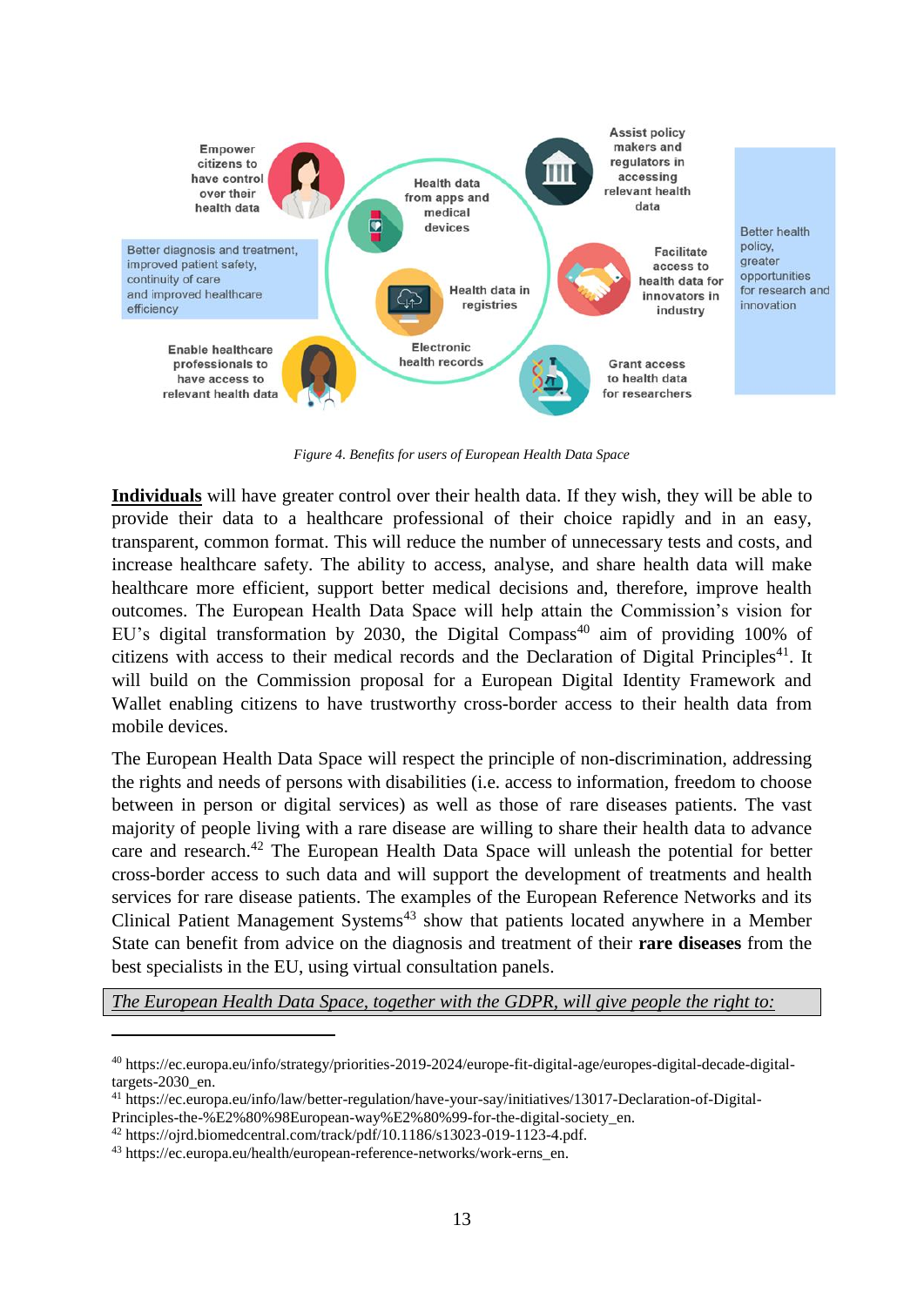Empower citizens to have control over their health data

Better diagnosis and treatment, improved patient safety, continuity of care and improved healthcare efficiency

Enable healthcare professionals to have access to relevant health data

Health data from apps and medical devices

Health data in registries

Electronic health records

Assist policy makers and regulators in accessing relevant health data

Facilitate access to health data for innovators in industry

Grant access to health data for researchers

Better health policy, greater opportunities for research and innovation

*Figure 4. Benefits for users of European Health Data Space*

**Individuals** will have greater control over their health data. If they wish, they will be able to provide their data to a healthcare professional of their choice rapidly and in an easy, transparent, common format. This will reduce the number of unnecessary tests and costs, and increase healthcare safety. The ability to access, analyse, and share health data will make healthcare more efficient, support better medical decisions and, therefore, improve health outcomes. The European Health Data Space will help attain the Commission's vision for EU's digital transformation by 2030, the Digital Compass[40] aim of providing 100% of citizens with access to their medical records and the Declaration of Digital Principles[41]. It will build on the Commission proposal for a European Digital Identity Framework and Wallet enabling citizens to have trustworthy cross-border access to their health data from mobile devices.

The European Health Data Space will respect the principle of non-discrimination, addressing the rights and needs of persons with disabilities (i.e. access to information, freedom to choose between in person or digital services) as well as those of rare diseases patients. The vast majority of people living with a rare disease are willing to share their health data to advance care and research.[42] The European Health Data Space will unleash the potential for better cross-border access to such data and will support the development of treatments and health services for rare disease patients. The examples of the European Reference Networks and its Clinical Patient Management Systems[43] show that patients located anywhere in a Member State can benefit from advice on the diagnosis and treatment of their **rare diseases** from the best specialists in the EU, using virtual consultation panels.

*The European Health Data Space, together with the GDPR, will give people the right to:*

---

[40] https://ec.europa.eu/info/strategy/priorities-2019-2024/europe-fit-digital-age/europes-digital-decade-digital-targets-2030_en.

[41] https://ec.europa.eu/info/law/better-regulation/have-your-say/initiatives/13017-Declaration-of-Digital-Principles-the-%E2%80%98European-way%E2%80%99-for-the-digital-society_en.

[42] https://ojrd.biomedcentral.com/track/pdf/10.1186/s13023-019-1123-4.pdf.

[43] https://ec.europa.eu/health/european-reference-networks/work-erns_en.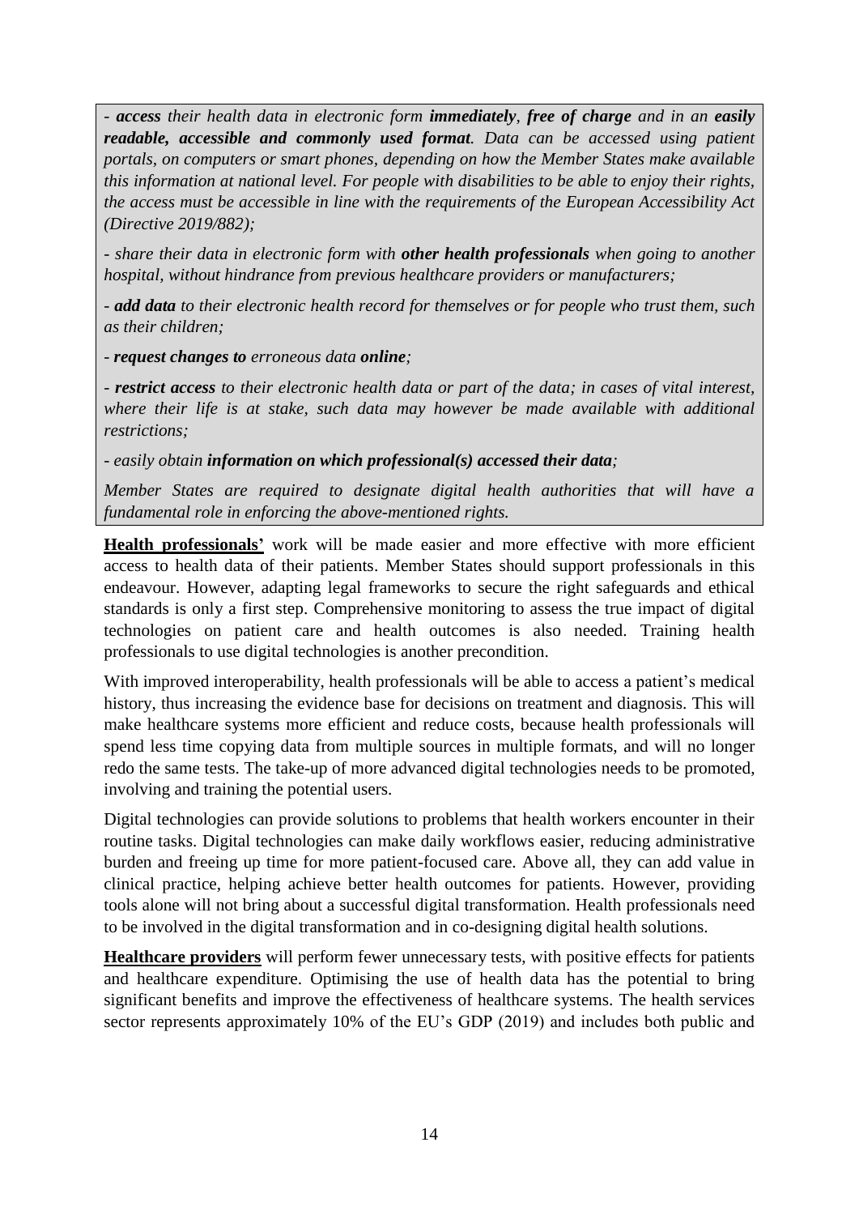- ***access*** *their health data in electronic form* ***immediately****,* ***free of charge*** *and in an* ***easily readable, accessible and commonly used format****. Data can be accessed using patient portals, on computers or smart phones, depending on how the Member States make available this information at national level. For people with disabilities to be able to enjoy their rights, the access must be accessible in line with the requirements of the European Accessibility Act (Directive 2019/882);*

- *share their data in electronic form with* ***other health professionals*** *when going to another hospital, without hindrance from previous healthcare providers or manufacturers;*

- ***add data*** *to their electronic health record for themselves or for people who trust them, such as their children;*

- ***request changes to*** *erroneous data* ***online****;*

- ***restrict access*** *to their electronic health data or part of the data; in cases of vital interest, where their life is at stake, such data may however be made available with additional restrictions;*

- *easily obtain* ***information on which professional(s) accessed their data****;*

*Member States are required to designate digital health authorities that will have a fundamental role in enforcing the above-mentioned rights.*

**Health professionals'** work will be made easier and more effective with more efficient access to health data of their patients. Member States should support professionals in this endeavour. However, adapting legal frameworks to secure the right safeguards and ethical standards is only a first step. Comprehensive monitoring to assess the true impact of digital technologies on patient care and health outcomes is also needed. Training health professionals to use digital technologies is another precondition.

With improved interoperability, health professionals will be able to access a patient's medical history, thus increasing the evidence base for decisions on treatment and diagnosis. This will make healthcare systems more efficient and reduce costs, because health professionals will spend less time copying data from multiple sources in multiple formats, and will no longer redo the same tests. The take-up of more advanced digital technologies needs to be promoted, involving and training the potential users.

Digital technologies can provide solutions to problems that health workers encounter in their routine tasks. Digital technologies can make daily workflows easier, reducing administrative burden and freeing up time for more patient-focused care. Above all, they can add value in clinical practice, helping achieve better health outcomes for patients. However, providing tools alone will not bring about a successful digital transformation. Health professionals need to be involved in the digital transformation and in co-designing digital health solutions.

**Healthcare providers** will perform fewer unnecessary tests, with positive effects for patients and healthcare expenditure. Optimising the use of health data has the potential to bring significant benefits and improve the effectiveness of healthcare systems. The health services sector represents approximately 10% of the EU's GDP (2019) and includes both public and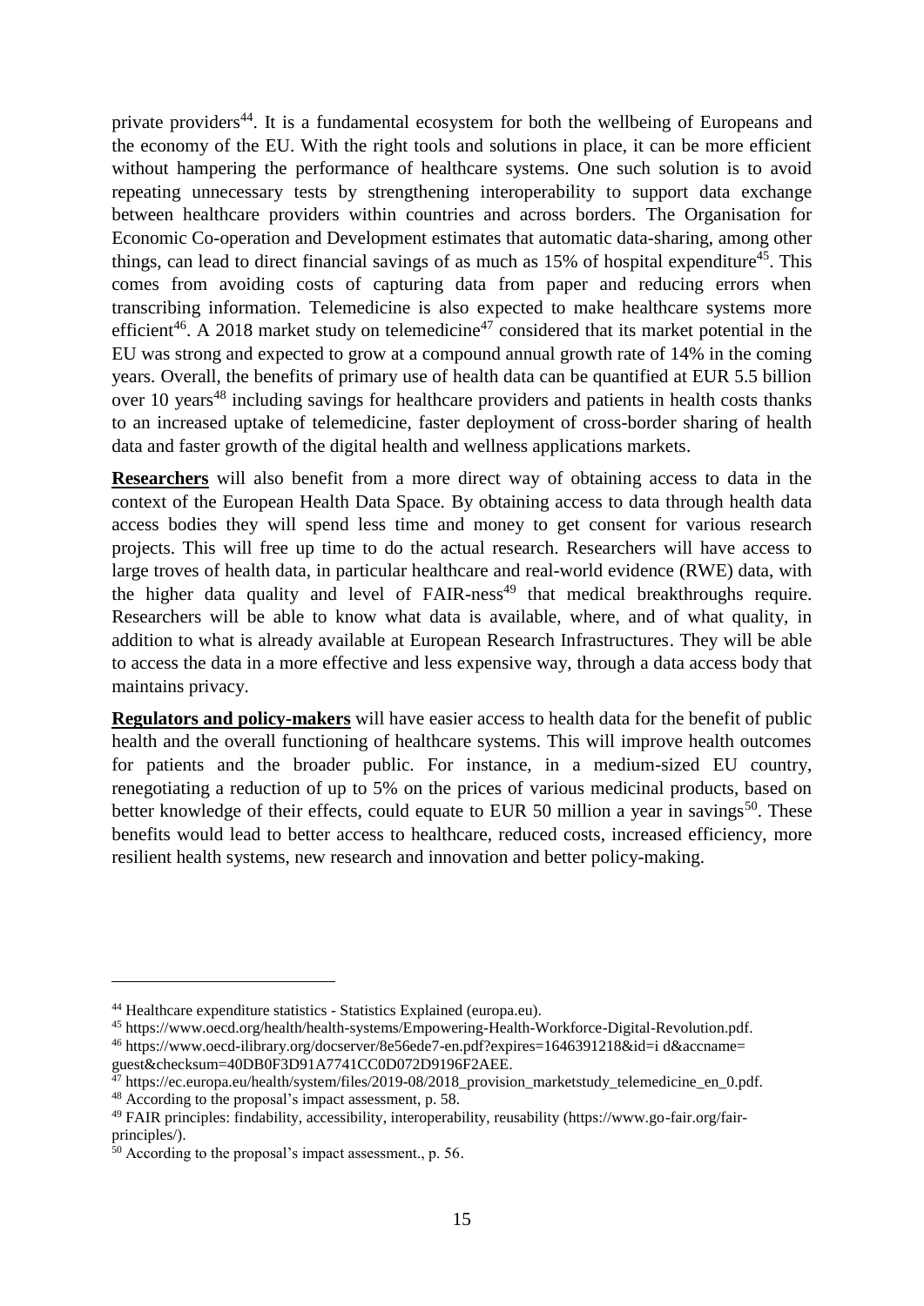private providers[44]. It is a fundamental ecosystem for both the wellbeing of Europeans and the economy of the EU. With the right tools and solutions in place, it can be more efficient without hampering the performance of healthcare systems. One such solution is to avoid repeating unnecessary tests by strengthening interoperability to support data exchange between healthcare providers within countries and across borders. The Organisation for Economic Co-operation and Development estimates that automatic data-sharing, among other things, can lead to direct financial savings of as much as 15% of hospital expenditure[45]. This comes from avoiding costs of capturing data from paper and reducing errors when transcribing information. Telemedicine is also expected to make healthcare systems more efficient[46]. A 2018 market study on telemedicine[47] considered that its market potential in the EU was strong and expected to grow at a compound annual growth rate of 14% in the coming years. Overall, the benefits of primary use of health data can be quantified at EUR 5.5 billion over 10 years[48] including savings for healthcare providers and patients in health costs thanks to an increased uptake of telemedicine, faster deployment of cross-border sharing of health data and faster growth of the digital health and wellness applications markets.

**Researchers** will also benefit from a more direct way of obtaining access to data in the context of the European Health Data Space. By obtaining access to data through health data access bodies they will spend less time and money to get consent for various research projects. This will free up time to do the actual research. Researchers will have access to large troves of health data, in particular healthcare and real-world evidence (RWE) data, with the higher data quality and level of FAIR-ness[49] that medical breakthroughs require. Researchers will be able to know what data is available, where, and of what quality, in addition to what is already available at European Research Infrastructures. They will be able to access the data in a more effective and less expensive way, through a data access body that maintains privacy.

**Regulators and policy-makers** will have easier access to health data for the benefit of public health and the overall functioning of healthcare systems. This will improve health outcomes for patients and the broader public. For instance, in a medium-sized EU country, renegotiating a reduction of up to 5% on the prices of various medicinal products, based on better knowledge of their effects, could equate to EUR 50 million a year in savings[50]. These benefits would lead to better access to healthcare, reduced costs, increased efficiency, more resilient health systems, new research and innovation and better policy-making.

---

[44] Healthcare expenditure statistics - Statistics Explained (europa.eu).

[45] https://www.oecd.org/health/health-systems/Empowering-Health-Workforce-Digital-Revolution.pdf.

[46] https://www.oecd-ilibrary.org/docserver/8e56ede7-en.pdf?expires=1646391218&id=i d&accname= guest&checksum=40DB0F3D91A7741CC0D072D9196F2AEE.

[47] https://ec.europa.eu/health/system/files/2019-08/2018_provision_marketstudy_telemedicine_en_0.pdf.

[48] According to the proposal's impact assessment, p. 58.

[49] FAIR principles: findability, accessibility, interoperability, reusability (https://www.go-fair.org/fair-principles/).

[50] According to the proposal's impact assessment., p. 56.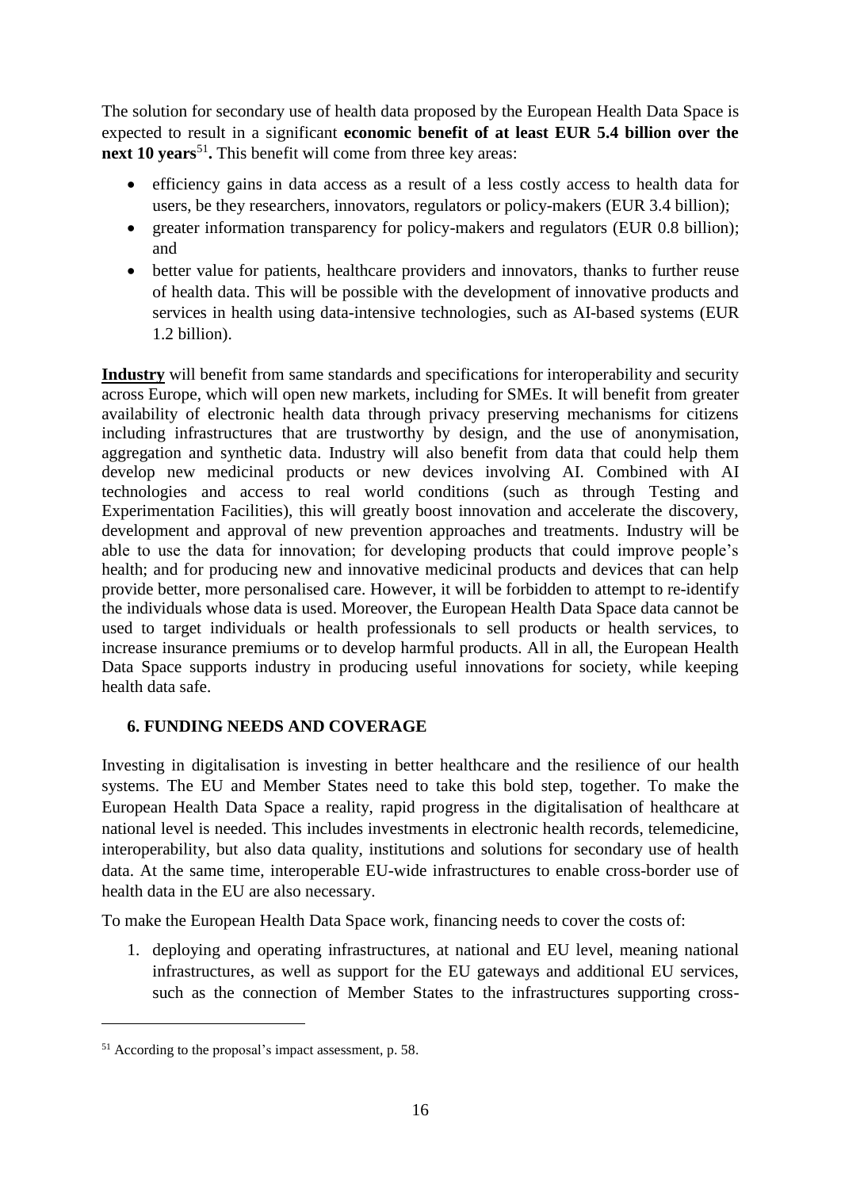The solution for secondary use of health data proposed by the European Health Data Space is expected to result in a significant **economic benefit of at least EUR 5.4 billion over the next 10 years**[51]**.** This benefit will come from three key areas:

- efficiency gains in data access as a result of a less costly access to health data for users, be they researchers, innovators, regulators or policy-makers (EUR 3.4 billion);
- greater information transparency for policy-makers and regulators (EUR 0.8 billion); and
- better value for patients, healthcare providers and innovators, thanks to further reuse of health data. This will be possible with the development of innovative products and services in health using data-intensive technologies, such as AI-based systems (EUR 1.2 billion).

**Industry** will benefit from same standards and specifications for interoperability and security across Europe, which will open new markets, including for SMEs. It will benefit from greater availability of electronic health data through privacy preserving mechanisms for citizens including infrastructures that are trustworthy by design, and the use of anonymisation, aggregation and synthetic data. Industry will also benefit from data that could help them develop new medicinal products or new devices involving AI. Combined with AI technologies and access to real world conditions (such as through Testing and Experimentation Facilities), this will greatly boost innovation and accelerate the discovery, development and approval of new prevention approaches and treatments. Industry will be able to use the data for innovation; for developing products that could improve people's health; and for producing new and innovative medicinal products and devices that can help provide better, more personalised care. However, it will be forbidden to attempt to re-identify the individuals whose data is used. Moreover, the European Health Data Space data cannot be used to target individuals or health professionals to sell products or health services, to increase insurance premiums or to develop harmful products. All in all, the European Health Data Space supports industry in producing useful innovations for society, while keeping health data safe.

## 6. FUNDING NEEDS AND COVERAGE

Investing in digitalisation is investing in better healthcare and the resilience of our health systems. The EU and Member States need to take this bold step, together. To make the European Health Data Space a reality, rapid progress in the digitalisation of healthcare at national level is needed. This includes investments in electronic health records, telemedicine, interoperability, but also data quality, institutions and solutions for secondary use of health data. At the same time, interoperable EU-wide infrastructures to enable cross-border use of health data in the EU are also necessary.

To make the European Health Data Space work, financing needs to cover the costs of:

1. deploying and operating infrastructures, at national and EU level, meaning national infrastructures, as well as support for the EU gateways and additional EU services, such as the connection of Member States to the infrastructures supporting cross-

[51] According to the proposal's impact assessment, p. 58.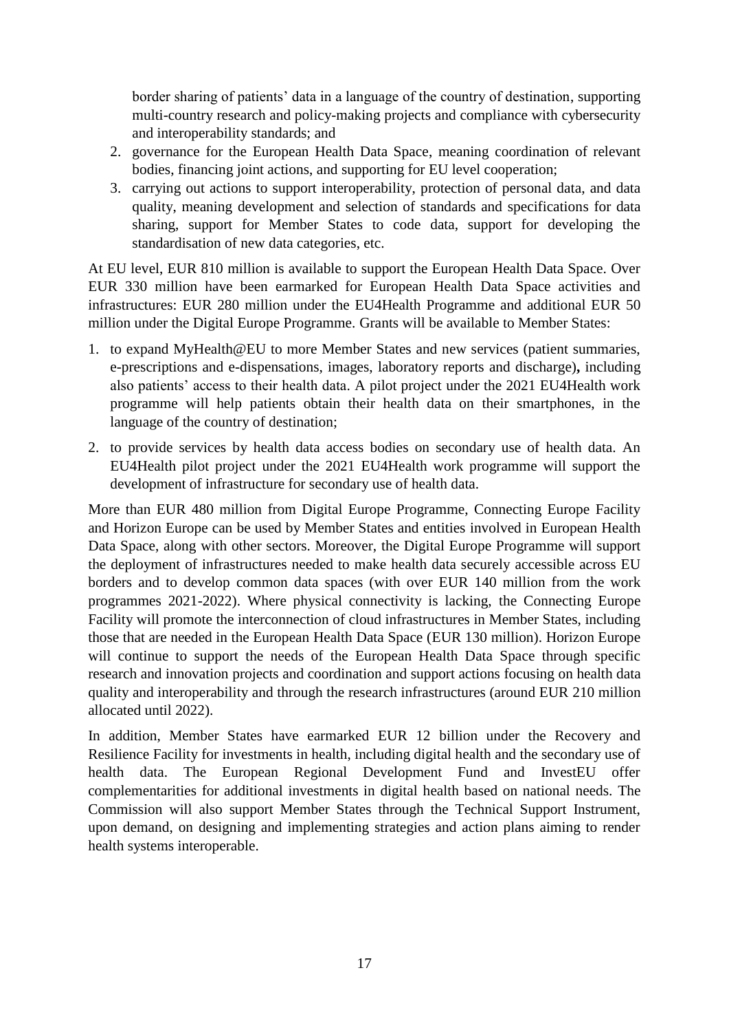border sharing of patients' data in a language of the country of destination, supporting multi-country research and policy-making projects and compliance with cybersecurity and interoperability standards; and

2. governance for the European Health Data Space, meaning coordination of relevant bodies, financing joint actions, and supporting for EU level cooperation;
3. carrying out actions to support interoperability, protection of personal data, and data quality, meaning development and selection of standards and specifications for data sharing, support for Member States to code data, support for developing the standardisation of new data categories, etc.

At EU level, EUR 810 million is available to support the European Health Data Space. Over EUR 330 million have been earmarked for European Health Data Space activities and infrastructures: EUR 280 million under the EU4Health Programme and additional EUR 50 million under the Digital Europe Programme. Grants will be available to Member States:

1. to expand MyHealth@EU to more Member States and new services (patient summaries, e-prescriptions and e-dispensations, images, laboratory reports and discharge)**,** including also patients' access to their health data. A pilot project under the 2021 EU4Health work programme will help patients obtain their health data on their smartphones, in the language of the country of destination;
2. to provide services by health data access bodies on secondary use of health data. An EU4Health pilot project under the 2021 EU4Health work programme will support the development of infrastructure for secondary use of health data.

More than EUR 480 million from Digital Europe Programme, Connecting Europe Facility and Horizon Europe can be used by Member States and entities involved in European Health Data Space, along with other sectors. Moreover, the Digital Europe Programme will support the deployment of infrastructures needed to make health data securely accessible across EU borders and to develop common data spaces (with over EUR 140 million from the work programmes 2021-2022). Where physical connectivity is lacking, the Connecting Europe Facility will promote the interconnection of cloud infrastructures in Member States, including those that are needed in the European Health Data Space (EUR 130 million). Horizon Europe will continue to support the needs of the European Health Data Space through specific research and innovation projects and coordination and support actions focusing on health data quality and interoperability and through the research infrastructures (around EUR 210 million allocated until 2022).

In addition, Member States have earmarked EUR 12 billion under the Recovery and Resilience Facility for investments in health, including digital health and the secondary use of health data. The European Regional Development Fund and InvestEU offer complementarities for additional investments in digital health based on national needs. The Commission will also support Member States through the Technical Support Instrument, upon demand, on designing and implementing strategies and action plans aiming to render health systems interoperable.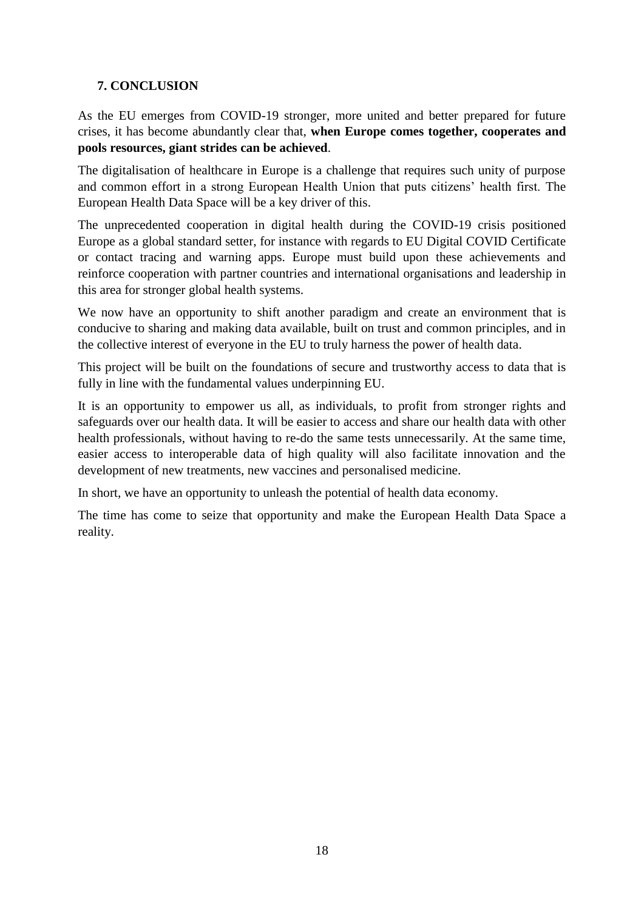## 7. CONCLUSION

As the EU emerges from COVID-19 stronger, more united and better prepared for future crises, it has become abundantly clear that, **when Europe comes together, cooperates and pools resources, giant strides can be achieved**.

The digitalisation of healthcare in Europe is a challenge that requires such unity of purpose and common effort in a strong European Health Union that puts citizens' health first. The European Health Data Space will be a key driver of this.

The unprecedented cooperation in digital health during the COVID-19 crisis positioned Europe as a global standard setter, for instance with regards to EU Digital COVID Certificate or contact tracing and warning apps. Europe must build upon these achievements and reinforce cooperation with partner countries and international organisations and leadership in this area for stronger global health systems.

We now have an opportunity to shift another paradigm and create an environment that is conducive to sharing and making data available, built on trust and common principles, and in the collective interest of everyone in the EU to truly harness the power of health data.

This project will be built on the foundations of secure and trustworthy access to data that is fully in line with the fundamental values underpinning EU.

It is an opportunity to empower us all, as individuals, to profit from stronger rights and safeguards over our health data. It will be easier to access and share our health data with other health professionals, without having to re-do the same tests unnecessarily. At the same time, easier access to interoperable data of high quality will also facilitate innovation and the development of new treatments, new vaccines and personalised medicine.

In short, we have an opportunity to unleash the potential of health data economy.

The time has come to seize that opportunity and make the European Health Data Space a reality.